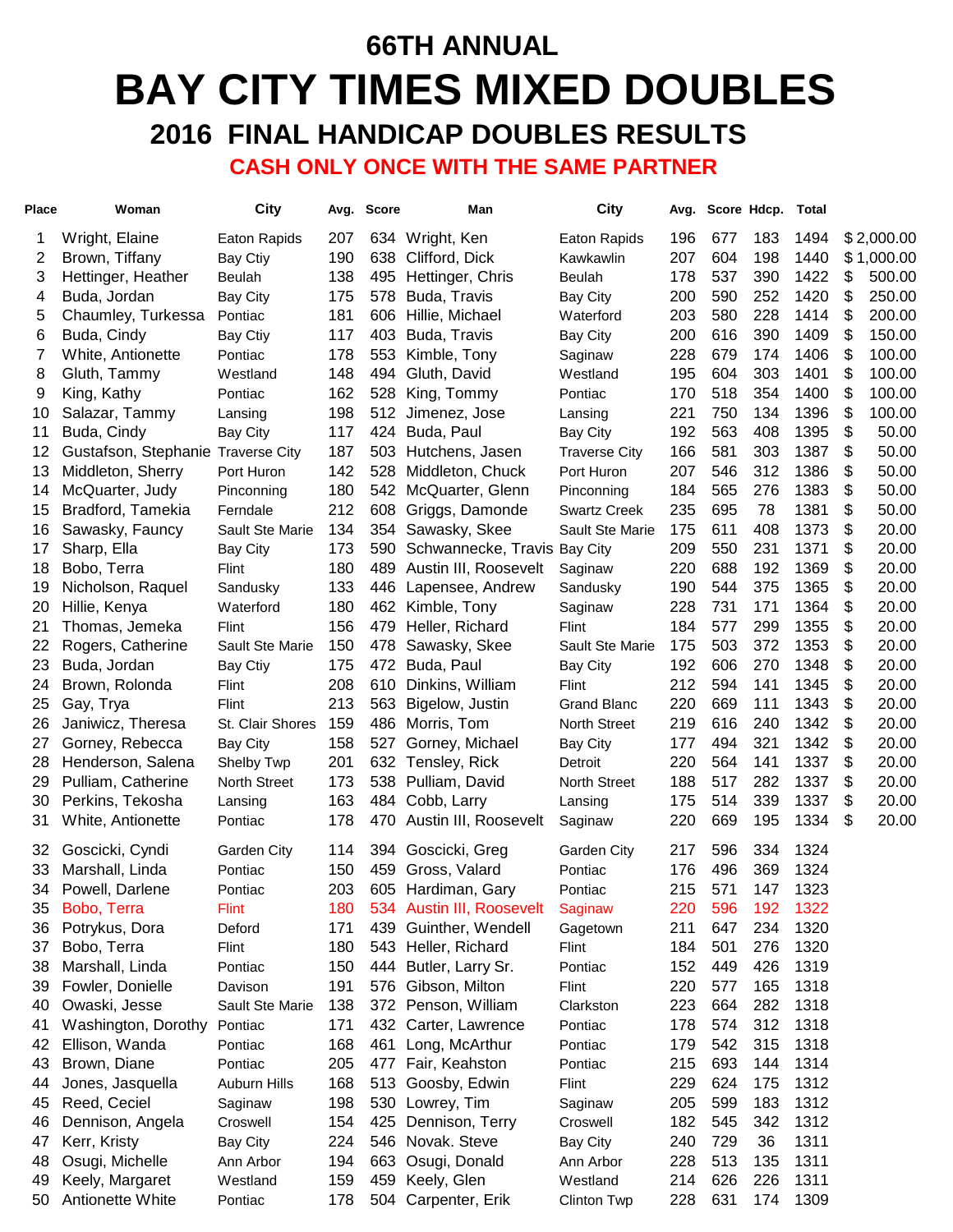# 66TH ANNUAL

# BAY CITY TIMES MIXED DOUBLES

## 2016 FINAL HANDICAP DOUBLES RESULTS

### CASH ONLY ONCE WITH THE SAME PARTNER

| Place | Woman | City | Avg. | Score | Man | City | Avg. | Score | Hdcp. | Total | |
|---|---|---|---|---|---|---|---|---|---|---|---|
| 1 | Wright, Elaine | Eaton Rapids | 207 | 634 | Wright, Ken | Eaton Rapids | 196 | 677 | 183 | 1494 | $ 2,000.00 |
| 2 | Brown, Tiffany | Bay Ctiy | 190 | 638 | Clifford, Dick | Kawkawlin | 207 | 604 | 198 | 1440 | $ 1,000.00 |
| 3 | Hettinger, Heather | Beulah | 138 | 495 | Hettinger, Chris | Beulah | 178 | 537 | 390 | 1422 | $ 500.00 |
| 4 | Buda, Jordan | Bay City | 175 | 578 | Buda, Travis | Bay City | 200 | 590 | 252 | 1420 | $ 250.00 |
| 5 | Chaumley, Turkessa | Pontiac | 181 | 606 | Hillie, Michael | Waterford | 203 | 580 | 228 | 1414 | $ 200.00 |
| 6 | Buda, Cindy | Bay Ctiy | 117 | 403 | Buda, Travis | Bay City | 200 | 616 | 390 | 1409 | $ 150.00 |
| 7 | White, Antionette | Pontiac | 178 | 553 | Kimble, Tony | Saginaw | 228 | 679 | 174 | 1406 | $ 100.00 |
| 8 | Gluth, Tammy | Westland | 148 | 494 | Gluth, David | Westland | 195 | 604 | 303 | 1401 | $ 100.00 |
| 9 | King, Kathy | Pontiac | 162 | 528 | King, Tommy | Pontiac | 170 | 518 | 354 | 1400 | $ 100.00 |
| 10 | Salazar, Tammy | Lansing | 198 | 512 | Jimenez, Jose | Lansing | 221 | 750 | 134 | 1396 | $ 100.00 |
| 11 | Buda, Cindy | Bay City | 117 | 424 | Buda, Paul | Bay City | 192 | 563 | 408 | 1395 | $ 50.00 |
| 12 | Gustafson, Stephanie | Traverse City | 187 | 503 | Hutchens, Jasen | Traverse City | 166 | 581 | 303 | 1387 | $ 50.00 |
| 13 | Middleton, Sherry | Port Huron | 142 | 528 | Middleton, Chuck | Port Huron | 207 | 546 | 312 | 1386 | $ 50.00 |
| 14 | McQuarter, Judy | Pinconning | 180 | 542 | McQuarter, Glenn | Pinconning | 184 | 565 | 276 | 1383 | $ 50.00 |
| 15 | Bradford, Tamekia | Ferndale | 212 | 608 | Griggs, Damonde | Swartz Creek | 235 | 695 | 78 | 1381 | $ 50.00 |
| 16 | Sawasky, Fauncy | Sault Ste Marie | 134 | 354 | Sawasky, Skee | Sault Ste Marie | 175 | 611 | 408 | 1373 | $ 20.00 |
| 17 | Sharp, Ella | Bay City | 173 | 590 | Schwannecke, Travis | Bay City | 209 | 550 | 231 | 1371 | $ 20.00 |
| 18 | Bobo, Terra | Flint | 180 | 489 | Austin III, Roosevelt | Saginaw | 220 | 688 | 192 | 1369 | $ 20.00 |
| 19 | Nicholson, Raquel | Sandusky | 133 | 446 | Lapensee, Andrew | Sandusky | 190 | 544 | 375 | 1365 | $ 20.00 |
| 20 | Hillie, Kenya | Waterford | 180 | 462 | Kimble, Tony | Saginaw | 228 | 731 | 171 | 1364 | $ 20.00 |
| 21 | Thomas, Jemeka | Flint | 156 | 479 | Heller, Richard | Flint | 184 | 577 | 299 | 1355 | $ 20.00 |
| 22 | Rogers, Catherine | Sault Ste Marie | 150 | 478 | Sawasky, Skee | Sault Ste Marie | 175 | 503 | 372 | 1353 | $ 20.00 |
| 23 | Buda, Jordan | Bay Ctiy | 175 | 472 | Buda, Paul | Bay City | 192 | 606 | 270 | 1348 | $ 20.00 |
| 24 | Brown, Rolonda | Flint | 208 | 610 | Dinkins, William | Flint | 212 | 594 | 141 | 1345 | $ 20.00 |
| 25 | Gay, Trya | Flint | 213 | 563 | Bigelow, Justin | Grand Blanc | 220 | 669 | 111 | 1343 | $ 20.00 |
| 26 | Janiwicz, Theresa | St. Clair Shores | 159 | 486 | Morris, Tom | North Street | 219 | 616 | 240 | 1342 | $ 20.00 |
| 27 | Gorney, Rebecca | Bay City | 158 | 527 | Gorney, Michael | Bay City | 177 | 494 | 321 | 1342 | $ 20.00 |
| 28 | Henderson, Salena | Shelby Twp | 201 | 632 | Tensley, Rick | Detroit | 220 | 564 | 141 | 1337 | $ 20.00 |
| 29 | Pulliam, Catherine | North Street | 173 | 538 | Pulliam, David | North Street | 188 | 517 | 282 | 1337 | $ 20.00 |
| 30 | Perkins, Tekosha | Lansing | 163 | 484 | Cobb, Larry | Lansing | 175 | 514 | 339 | 1337 | $ 20.00 |
| 31 | White, Antionette | Pontiac | 178 | 470 | Austin III, Roosevelt | Saginaw | 220 | 669 | 195 | 1334 | $ 20.00 |
| 32 | Goscicki, Cyndi | Garden City | 114 | 394 | Goscicki, Greg | Garden City | 217 | 596 | 334 | 1324 | |
| 33 | Marshall, Linda | Pontiac | 150 | 459 | Gross, Valard | Pontiac | 176 | 496 | 369 | 1324 | |
| 34 | Powell, Darlene | Pontiac | 203 | 605 | Hardiman, Gary | Pontiac | 215 | 571 | 147 | 1323 | |
| 35 | Bobo, Terra | Flint | 180 | 534 | Austin III, Roosevelt | Saginaw | 220 | 596 | 192 | 1322 | |
| 36 | Potrykus, Dora | Deford | 171 | 439 | Guinther, Wendell | Gagetown | 211 | 647 | 234 | 1320 | |
| 37 | Bobo, Terra | Flint | 180 | 543 | Heller, Richard | Flint | 184 | 501 | 276 | 1320 | |
| 38 | Marshall, Linda | Pontiac | 150 | 444 | Butler, Larry Sr. | Pontiac | 152 | 449 | 426 | 1319 | |
| 39 | Fowler, Donielle | Davison | 191 | 576 | Gibson, Milton | Flint | 220 | 577 | 165 | 1318 | |
| 40 | Owaski, Jesse | Sault Ste Marie | 138 | 372 | Penson, William | Clarkston | 223 | 664 | 282 | 1318 | |
| 41 | Washington, Dorothy | Pontiac | 171 | 432 | Carter, Lawrence | Pontiac | 178 | 574 | 312 | 1318 | |
| 42 | Ellison, Wanda | Pontiac | 168 | 461 | Long, McArthur | Pontiac | 179 | 542 | 315 | 1318 | |
| 43 | Brown, Diane | Pontiac | 205 | 477 | Fair, Keahston | Pontiac | 215 | 693 | 144 | 1314 | |
| 44 | Jones, Jasquella | Auburn Hills | 168 | 513 | Goosby, Edwin | Flint | 229 | 624 | 175 | 1312 | |
| 45 | Reed, Ceciel | Saginaw | 198 | 530 | Lowrey, Tim | Saginaw | 205 | 599 | 183 | 1312 | |
| 46 | Dennison, Angela | Croswell | 154 | 425 | Dennison, Terry | Croswell | 182 | 545 | 342 | 1312 | |
| 47 | Kerr, Kristy | Bay City | 224 | 546 | Novak. Steve | Bay City | 240 | 729 | 36 | 1311 | |
| 48 | Osugi, Michelle | Ann Arbor | 194 | 663 | Osugi, Donald | Ann Arbor | 228 | 513 | 135 | 1311 | |
| 49 | Keely, Margaret | Westland | 159 | 459 | Keely, Glen | Westland | 214 | 626 | 226 | 1311 | |
| 50 | Antionette White | Pontiac | 178 | 504 | Carpenter, Erik | Clinton Twp | 228 | 631 | 174 | 1309 | |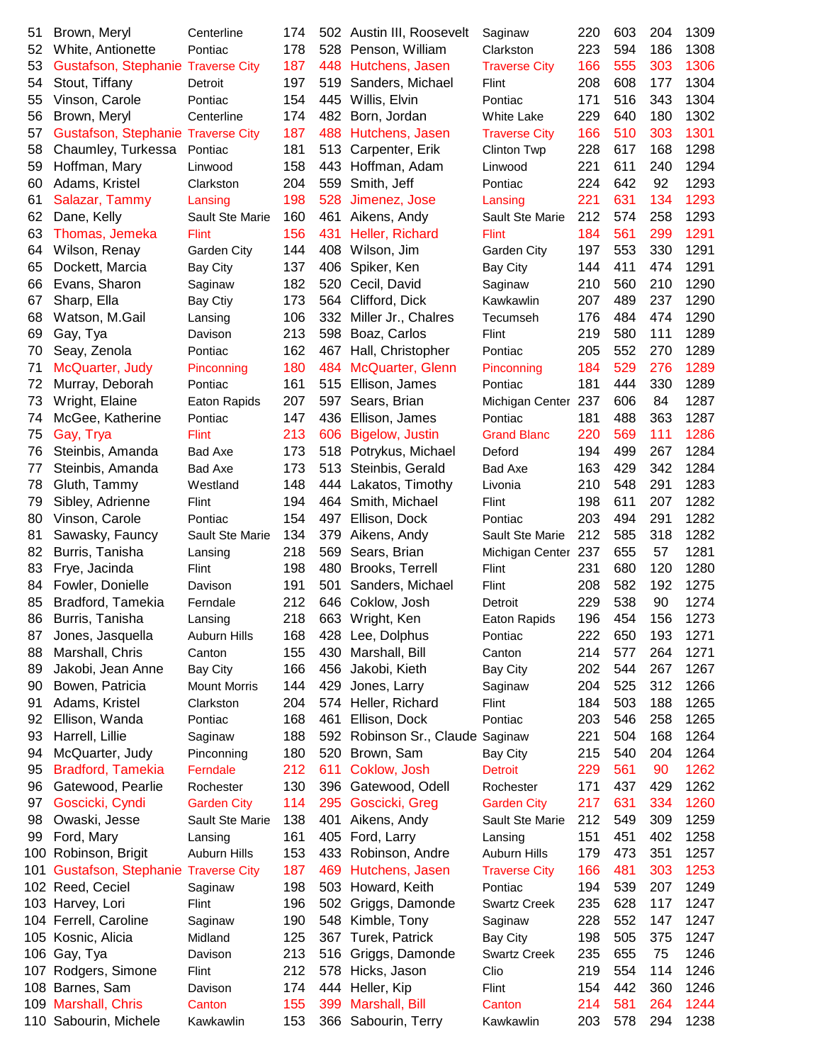| | | | | | | | | | | |
|---|---|---|---|---|---|---|---|---|---|---|
| 51 | Brown, Meryl | Centerline | 174 | 502 | Austin III, Roosevelt | Saginaw | 220 | 603 | 204 | 1309 |
| 52 | White, Antionette | Pontiac | 178 | 528 | Penson, William | Clarkston | 223 | 594 | 186 | 1308 |
| 53 | Gustafson, Stephanie | Traverse City | 187 | 448 | Hutchens, Jasen | Traverse City | 166 | 555 | 303 | 1306 |
| 54 | Stout, Tiffany | Detroit | 197 | 519 | Sanders, Michael | Flint | 208 | 608 | 177 | 1304 |
| 55 | Vinson, Carole | Pontiac | 154 | 445 | Willis, Elvin | Pontiac | 171 | 516 | 343 | 1304 |
| 56 | Brown, Meryl | Centerline | 174 | 482 | Born, Jordan | White Lake | 229 | 640 | 180 | 1302 |
| 57 | Gustafson, Stephanie | Traverse City | 187 | 488 | Hutchens, Jasen | Traverse City | 166 | 510 | 303 | 1301 |
| 58 | Chaumley, Turkessa | Pontiac | 181 | 513 | Carpenter, Erik | Clinton Twp | 228 | 617 | 168 | 1298 |
| 59 | Hoffman, Mary | Linwood | 158 | 443 | Hoffman, Adam | Linwood | 221 | 611 | 240 | 1294 |
| 60 | Adams, Kristel | Clarkston | 204 | 559 | Smith, Jeff | Pontiac | 224 | 642 | 92 | 1293 |
| 61 | Salazar, Tammy | Lansing | 198 | 528 | Jimenez, Jose | Lansing | 221 | 631 | 134 | 1293 |
| 62 | Dane, Kelly | Sault Ste Marie | 160 | 461 | Aikens, Andy | Sault Ste Marie | 212 | 574 | 258 | 1293 |
| 63 | Thomas, Jemeka | Flint | 156 | 431 | Heller, Richard | Flint | 184 | 561 | 299 | 1291 |
| 64 | Wilson, Renay | Garden City | 144 | 408 | Wilson, Jim | Garden City | 197 | 553 | 330 | 1291 |
| 65 | Dockett, Marcia | Bay City | 137 | 406 | Spiker, Ken | Bay City | 144 | 411 | 474 | 1291 |
| 66 | Evans, Sharon | Saginaw | 182 | 520 | Cecil, David | Saginaw | 210 | 560 | 210 | 1290 |
| 67 | Sharp, Ella | Bay Ctiy | 173 | 564 | Clifford, Dick | Kawkawlin | 207 | 489 | 237 | 1290 |
| 68 | Watson, M.Gail | Lansing | 106 | 332 | Miller Jr., Chalres | Tecumseh | 176 | 484 | 474 | 1290 |
| 69 | Gay, Tya | Davison | 213 | 598 | Boaz, Carlos | Flint | 219 | 580 | 111 | 1289 |
| 70 | Seay, Zenola | Pontiac | 162 | 467 | Hall, Christopher | Pontiac | 205 | 552 | 270 | 1289 |
| 71 | McQuarter, Judy | Pinconning | 180 | 484 | McQuarter, Glenn | Pinconning | 184 | 529 | 276 | 1289 |
| 72 | Murray, Deborah | Pontiac | 161 | 515 | Ellison, James | Pontiac | 181 | 444 | 330 | 1289 |
| 73 | Wright, Elaine | Eaton Rapids | 207 | 597 | Sears, Brian | Michigan Center | 237 | 606 | 84 | 1287 |
| 74 | McGee, Katherine | Pontiac | 147 | 436 | Ellison, James | Pontiac | 181 | 488 | 363 | 1287 |
| 75 | Gay, Trya | Flint | 213 | 606 | Bigelow, Justin | Grand Blanc | 220 | 569 | 111 | 1286 |
| 76 | Steinbis, Amanda | Bad Axe | 173 | 518 | Potrykus, Michael | Deford | 194 | 499 | 267 | 1284 |
| 77 | Steinbis, Amanda | Bad Axe | 173 | 513 | Steinbis, Gerald | Bad Axe | 163 | 429 | 342 | 1284 |
| 78 | Gluth, Tammy | Westland | 148 | 444 | Lakatos, Timothy | Livonia | 210 | 548 | 291 | 1283 |
| 79 | Sibley, Adrienne | Flint | 194 | 464 | Smith, Michael | Flint | 198 | 611 | 207 | 1282 |
| 80 | Vinson, Carole | Pontiac | 154 | 497 | Ellison, Dock | Pontiac | 203 | 494 | 291 | 1282 |
| 81 | Sawasky, Fauncy | Sault Ste Marie | 134 | 379 | Aikens, Andy | Sault Ste Marie | 212 | 585 | 318 | 1282 |
| 82 | Burris, Tanisha | Lansing | 218 | 569 | Sears, Brian | Michigan Center | 237 | 655 | 57 | 1281 |
| 83 | Frye, Jacinda | Flint | 198 | 480 | Brooks, Terrell | Flint | 231 | 680 | 120 | 1280 |
| 84 | Fowler, Donielle | Davison | 191 | 501 | Sanders, Michael | Flint | 208 | 582 | 192 | 1275 |
| 85 | Bradford, Tamekia | Ferndale | 212 | 646 | Coklow, Josh | Detroit | 229 | 538 | 90 | 1274 |
| 86 | Burris, Tanisha | Lansing | 218 | 663 | Wright, Ken | Eaton Rapids | 196 | 454 | 156 | 1273 |
| 87 | Jones, Jasquella | Auburn Hills | 168 | 428 | Lee, Dolphus | Pontiac | 222 | 650 | 193 | 1271 |
| 88 | Marshall, Chris | Canton | 155 | 430 | Marshall, Bill | Canton | 214 | 577 | 264 | 1271 |
| 89 | Jakobi, Jean Anne | Bay City | 166 | 456 | Jakobi, Kieth | Bay City | 202 | 544 | 267 | 1267 |
| 90 | Bowen, Patricia | Mount Morris | 144 | 429 | Jones, Larry | Saginaw | 204 | 525 | 312 | 1266 |
| 91 | Adams, Kristel | Clarkston | 204 | 574 | Heller, Richard | Flint | 184 | 503 | 188 | 1265 |
| 92 | Ellison, Wanda | Pontiac | 168 | 461 | Ellison, Dock | Pontiac | 203 | 546 | 258 | 1265 |
| 93 | Harrell, Lillie | Saginaw | 188 | 592 | Robinson Sr., Claude | Saginaw | 221 | 504 | 168 | 1264 |
| 94 | McQuarter, Judy | Pinconning | 180 | 520 | Brown, Sam | Bay City | 215 | 540 | 204 | 1264 |
| 95 | Bradford, Tamekia | Ferndale | 212 | 611 | Coklow, Josh | Detroit | 229 | 561 | 90 | 1262 |
| 96 | Gatewood, Pearlie | Rochester | 130 | 396 | Gatewood, Odell | Rochester | 171 | 437 | 429 | 1262 |
| 97 | Goscicki, Cyndi | Garden City | 114 | 295 | Goscicki, Greg | Garden City | 217 | 631 | 334 | 1260 |
| 98 | Owaski, Jesse | Sault Ste Marie | 138 | 401 | Aikens, Andy | Sault Ste Marie | 212 | 549 | 309 | 1259 |
| 99 | Ford, Mary | Lansing | 161 | 405 | Ford, Larry | Lansing | 151 | 451 | 402 | 1258 |
| 100 | Robinson, Brigit | Auburn Hills | 153 | 433 | Robinson, Andre | Auburn Hills | 179 | 473 | 351 | 1257 |
| 101 | Gustafson, Stephanie | Traverse City | 187 | 469 | Hutchens, Jasen | Traverse City | 166 | 481 | 303 | 1253 |
| 102 | Reed, Ceciel | Saginaw | 198 | 503 | Howard, Keith | Pontiac | 194 | 539 | 207 | 1249 |
| 103 | Harvey, Lori | Flint | 196 | 502 | Griggs, Damonde | Swartz Creek | 235 | 628 | 117 | 1247 |
| 104 | Ferrell, Caroline | Saginaw | 190 | 548 | Kimble, Tony | Saginaw | 228 | 552 | 147 | 1247 |
| 105 | Kosnic, Alicia | Midland | 125 | 367 | Turek, Patrick | Bay City | 198 | 505 | 375 | 1247 |
| 106 | Gay, Tya | Davison | 213 | 516 | Griggs, Damonde | Swartz Creek | 235 | 655 | 75 | 1246 |
| 107 | Rodgers, Simone | Flint | 212 | 578 | Hicks, Jason | Clio | 219 | 554 | 114 | 1246 |
| 108 | Barnes, Sam | Davison | 174 | 444 | Heller, Kip | Flint | 154 | 442 | 360 | 1246 |
| 109 | Marshall, Chris | Canton | 155 | 399 | Marshall, Bill | Canton | 214 | 581 | 264 | 1244 |
| 110 | Sabourin, Michele | Kawkawlin | 153 | 366 | Sabourin, Terry | Kawkawlin | 203 | 578 | 294 | 1238 |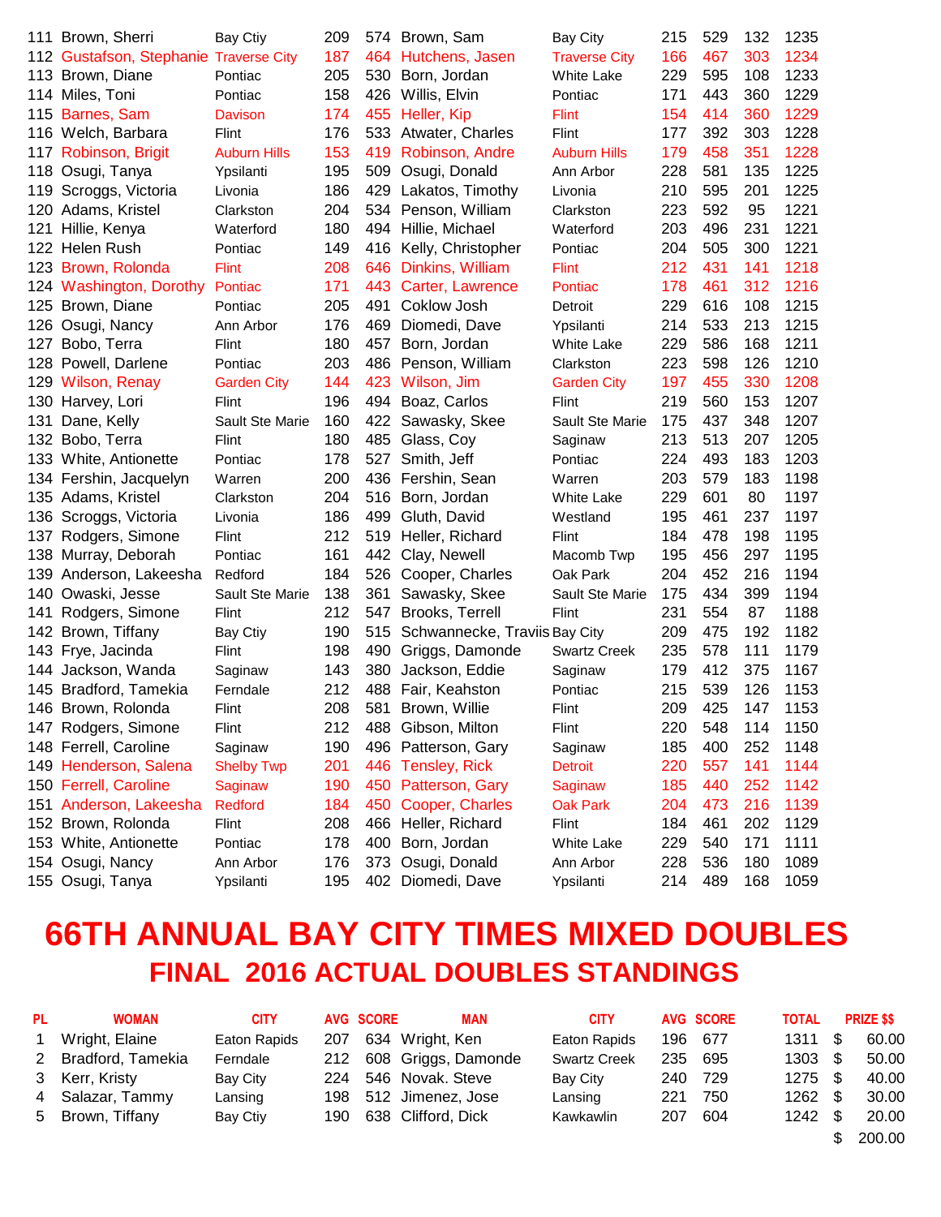| | | | | | | | | | | |
|---|---|---|---|---|---|---|---|---|---|---|
| 111 | Brown, Sherri | Bay Ctiy | 209 | 574 | Brown, Sam | Bay City | 215 | 529 | 132 | 1235 |
| 112 | Gustafson, Stephanie | Traverse City | 187 | 464 | Hutchens, Jasen | Traverse City | 166 | 467 | 303 | 1234 |
| 113 | Brown, Diane | Pontiac | 205 | 530 | Born, Jordan | White Lake | 229 | 595 | 108 | 1233 |
| 114 | Miles, Toni | Pontiac | 158 | 426 | Willis, Elvin | Pontiac | 171 | 443 | 360 | 1229 |
| 115 | Barnes, Sam | Davison | 174 | 455 | Heller, Kip | Flint | 154 | 414 | 360 | 1229 |
| 116 | Welch, Barbara | Flint | 176 | 533 | Atwater, Charles | Flint | 177 | 392 | 303 | 1228 |
| 117 | Robinson, Brigit | Auburn Hills | 153 | 419 | Robinson, Andre | Auburn Hills | 179 | 458 | 351 | 1228 |
| 118 | Osugi, Tanya | Ypsilanti | 195 | 509 | Osugi, Donald | Ann Arbor | 228 | 581 | 135 | 1225 |
| 119 | Scroggs, Victoria | Livonia | 186 | 429 | Lakatos, Timothy | Livonia | 210 | 595 | 201 | 1225 |
| 120 | Adams, Kristel | Clarkston | 204 | 534 | Penson, William | Clarkston | 223 | 592 | 95 | 1221 |
| 121 | Hillie, Kenya | Waterford | 180 | 494 | Hillie, Michael | Waterford | 203 | 496 | 231 | 1221 |
| 122 | Helen Rush | Pontiac | 149 | 416 | Kelly, Christopher | Pontiac | 204 | 505 | 300 | 1221 |
| 123 | Brown, Rolonda | Flint | 208 | 646 | Dinkins, William | Flint | 212 | 431 | 141 | 1218 |
| 124 | Washington, Dorothy | Pontiac | 171 | 443 | Carter, Lawrence | Pontiac | 178 | 461 | 312 | 1216 |
| 125 | Brown, Diane | Pontiac | 205 | 491 | Coklow Josh | Detroit | 229 | 616 | 108 | 1215 |
| 126 | Osugi, Nancy | Ann Arbor | 176 | 469 | Diomedi, Dave | Ypsilanti | 214 | 533 | 213 | 1215 |
| 127 | Bobo, Terra | Flint | 180 | 457 | Born, Jordan | White Lake | 229 | 586 | 168 | 1211 |
| 128 | Powell, Darlene | Pontiac | 203 | 486 | Penson, William | Clarkston | 223 | 598 | 126 | 1210 |
| 129 | Wilson, Renay | Garden City | 144 | 423 | Wilson, Jim | Garden City | 197 | 455 | 330 | 1208 |
| 130 | Harvey, Lori | Flint | 196 | 494 | Boaz, Carlos | Flint | 219 | 560 | 153 | 1207 |
| 131 | Dane, Kelly | Sault Ste Marie | 160 | 422 | Sawasky, Skee | Sault Ste Marie | 175 | 437 | 348 | 1207 |
| 132 | Bobo, Terra | Flint | 180 | 485 | Glass, Coy | Saginaw | 213 | 513 | 207 | 1205 |
| 133 | White, Antionette | Pontiac | 178 | 527 | Smith, Jeff | Pontiac | 224 | 493 | 183 | 1203 |
| 134 | Fershin, Jacquelyn | Warren | 200 | 436 | Fershin, Sean | Warren | 203 | 579 | 183 | 1198 |
| 135 | Adams, Kristel | Clarkston | 204 | 516 | Born, Jordan | White Lake | 229 | 601 | 80 | 1197 |
| 136 | Scroggs, Victoria | Livonia | 186 | 499 | Gluth, David | Westland | 195 | 461 | 237 | 1197 |
| 137 | Rodgers, Simone | Flint | 212 | 519 | Heller, Richard | Flint | 184 | 478 | 198 | 1195 |
| 138 | Murray, Deborah | Pontiac | 161 | 442 | Clay, Newell | Macomb Twp | 195 | 456 | 297 | 1195 |
| 139 | Anderson, Lakeesha | Redford | 184 | 526 | Cooper, Charles | Oak Park | 204 | 452 | 216 | 1194 |
| 140 | Owaski, Jesse | Sault Ste Marie | 138 | 361 | Sawasky, Skee | Sault Ste Marie | 175 | 434 | 399 | 1194 |
| 141 | Rodgers, Simone | Flint | 212 | 547 | Brooks, Terrell | Flint | 231 | 554 | 87 | 1188 |
| 142 | Brown, Tiffany | Bay Ctiy | 190 | 515 | Schwannecke, Traviis | Bay City | 209 | 475 | 192 | 1182 |
| 143 | Frye, Jacinda | Flint | 198 | 490 | Griggs, Damonde | Swartz Creek | 235 | 578 | 111 | 1179 |
| 144 | Jackson, Wanda | Saginaw | 143 | 380 | Jackson, Eddie | Saginaw | 179 | 412 | 375 | 1167 |
| 145 | Bradford, Tamekia | Ferndale | 212 | 488 | Fair, Keahston | Pontiac | 215 | 539 | 126 | 1153 |
| 146 | Brown, Rolonda | Flint | 208 | 581 | Brown, Willie | Flint | 209 | 425 | 147 | 1153 |
| 147 | Rodgers, Simone | Flint | 212 | 488 | Gibson, Milton | Flint | 220 | 548 | 114 | 1150 |
| 148 | Ferrell, Caroline | Saginaw | 190 | 496 | Patterson, Gary | Saginaw | 185 | 400 | 252 | 1148 |
| 149 | Henderson, Salena | Shelby Twp | 201 | 446 | Tensley, Rick | Detroit | 220 | 557 | 141 | 1144 |
| 150 | Ferrell, Caroline | Saginaw | 190 | 450 | Patterson, Gary | Saginaw | 185 | 440 | 252 | 1142 |
| 151 | Anderson, Lakeesha | Redford | 184 | 450 | Cooper, Charles | Oak Park | 204 | 473 | 216 | 1139 |
| 152 | Brown, Rolonda | Flint | 208 | 466 | Heller, Richard | Flint | 184 | 461 | 202 | 1129 |
| 153 | White, Antionette | Pontiac | 178 | 400 | Born, Jordan | White Lake | 229 | 540 | 171 | 1111 |
| 154 | Osugi, Nancy | Ann Arbor | 176 | 373 | Osugi, Donald | Ann Arbor | 228 | 536 | 180 | 1089 |
| 155 | Osugi, Tanya | Ypsilanti | 195 | 402 | Diomedi, Dave | Ypsilanti | 214 | 489 | 168 | 1059 |

# 66TH ANNUAL BAY CITY TIMES MIXED DOUBLES

## FINAL 2016 ACTUAL DOUBLES STANDINGS

| PL | WOMAN | CITY | AVG | SCORE | MAN | CITY | AVG | SCORE | TOTAL | PRIZE $$ |
|---|---|---|---|---|---|---|---|---|---|---|
| 1 | Wright, Elaine | Eaton Rapids | 207 | 634 | Wright, Ken | Eaton Rapids | 196 | 677 | 1311 | $ 60.00 |
| 2 | Bradford, Tamekia | Ferndale | 212 | 608 | Griggs, Damonde | Swartz Creek | 235 | 695 | 1303 | $ 50.00 |
| 3 | Kerr, Kristy | Bay City | 224 | 546 | Novak. Steve | Bay City | 240 | 729 | 1275 | $ 40.00 |
| 4 | Salazar, Tammy | Lansing | 198 | 512 | Jimenez, Jose | Lansing | 221 | 750 | 1262 | $ 30.00 |
| 5 | Brown, Tiffany | Bay Ctiy | 190 | 638 | Clifford, Dick | Kawkawlin | 207 | 604 | 1242 | $ 20.00 |
| | | | | | | | | | | $ 200.00 |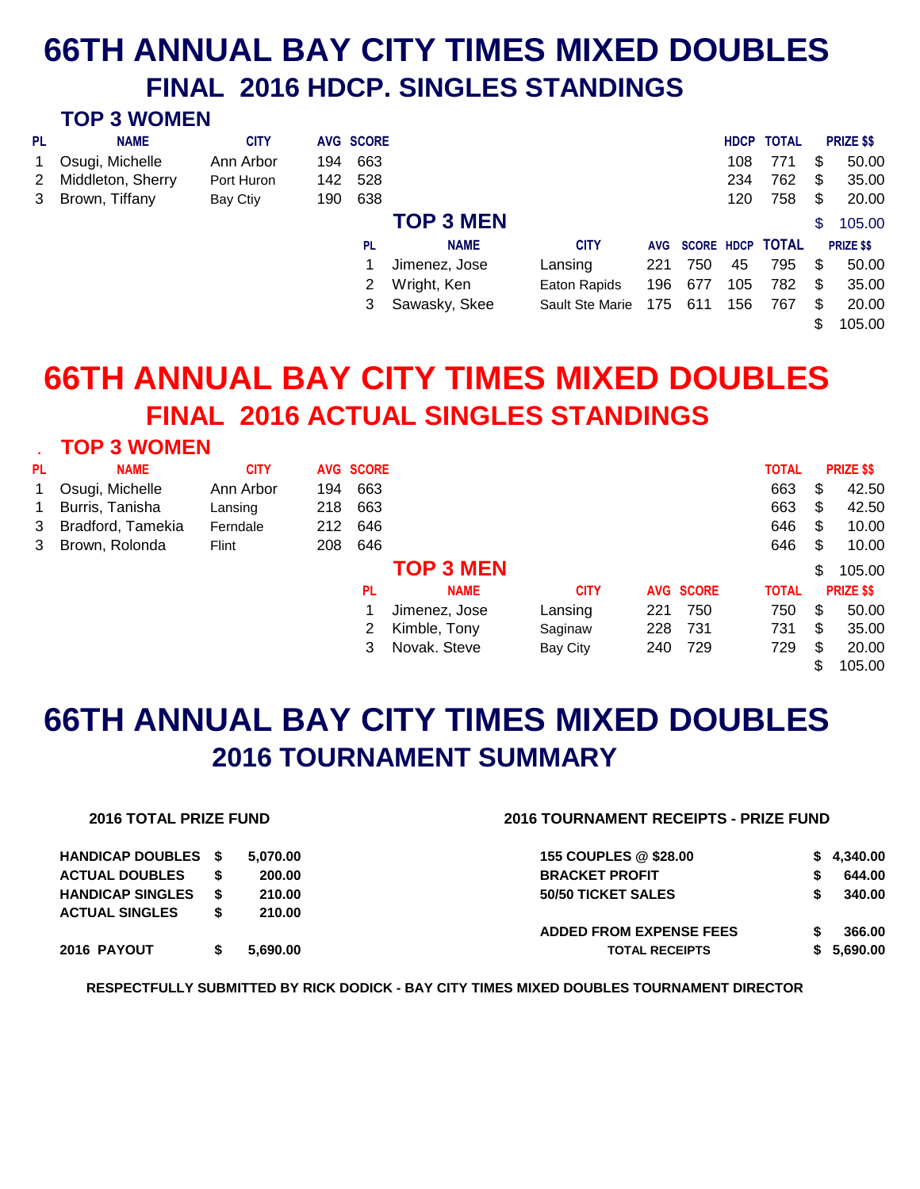# 66TH ANNUAL BAY CITY TIMES MIXED DOUBLES

## FINAL 2016 HDCP. SINGLES STANDINGS

### TOP 3 WOMEN

| PL | NAME | CITY | AVG | SCORE | HDCP | TOTAL | PRIZE $$ |
|---|---|---|---|---|---|---|---|
| 1 | Osugi, Michelle | Ann Arbor | 194 | 663 | 108 | 771 | $ 50.00 |
| 2 | Middleton, Sherry | Port Huron | 142 | 528 | 234 | 762 | $ 35.00 |
| 3 | Brown, Tiffany | Bay Ctiy | 190 | 638 | 120 | 758 | $ 20.00 |
| | | | | | | | $ 105.00 |

### TOP 3 MEN

| PL | NAME | CITY | AVG | SCORE | HDCP | TOTAL | PRIZE $$ |
|---|---|---|---|---|---|---|---|
| 1 | Jimenez, Jose | Lansing | 221 | 750 | 45 | 795 | $ 50.00 |
| 2 | Wright, Ken | Eaton Rapids | 196 | 677 | 105 | 782 | $ 35.00 |
| 3 | Sawasky, Skee | Sault Ste Marie | 175 | 611 | 156 | 767 | $ 20.00 |
| | | | | | | | $ 105.00 |

# 66TH ANNUAL BAY CITY TIMES MIXED DOUBLES

## FINAL 2016 ACTUAL SINGLES STANDINGS

### TOP 3 WOMEN

| PL | NAME | CITY | AVG | SCORE | TOTAL | PRIZE $$ |
|---|---|---|---|---|---|---|
| 1 | Osugi, Michelle | Ann Arbor | 194 | 663 | 663 | $ 42.50 |
| 1 | Burris, Tanisha | Lansing | 218 | 663 | 663 | $ 42.50 |
| 3 | Bradford, Tamekia | Ferndale | 212 | 646 | 646 | $ 10.00 |
| 3 | Brown, Rolonda | Flint | 208 | 646 | 646 | $ 10.00 |
| | | | | | | $ 105.00 |

### TOP 3 MEN

| PL | NAME | CITY | AVG | SCORE | TOTAL | PRIZE $$ |
|---|---|---|---|---|---|---|
| 1 | Jimenez, Jose | Lansing | 221 | 750 | 750 | $ 50.00 |
| 2 | Kimble, Tony | Saginaw | 228 | 731 | 731 | $ 35.00 |
| 3 | Novak. Steve | Bay City | 240 | 729 | 729 | $ 20.00 |
| | | | | | | $ 105.00 |

# 66TH ANNUAL BAY CITY TIMES MIXED DOUBLES

## 2016 TOURNAMENT SUMMARY

**2016 TOTAL PRIZE FUND**

| | | |
|---|---|---|
| **HANDICAP DOUBLES** | **$** | **5,070.00** |
| **ACTUAL DOUBLES** | **$** | **200.00** |
| **HANDICAP SINGLES** | **$** | **210.00** |
| **ACTUAL SINGLES** | **$** | **210.00** |
| **2016 PAYOUT** | **$** | **5,690.00** |

**2016 TOURNAMENT RECEIPTS - PRIZE FUND**

| | | |
|---|---|---|
| **155 COUPLES @ $28.00** | **$** | **4,340.00** |
| **BRACKET PROFIT** | **$** | **644.00** |
| **50/50 TICKET SALES** | **$** | **340.00** |
| **ADDED FROM EXPENSE FEES** | **$** | **366.00** |
| **TOTAL RECEIPTS** | **$** | **5,690.00** |

**RESPECTFULLY SUBMITTED BY RICK DODICK - BAY CITY TIMES MIXED DOUBLES TOURNAMENT DIRECTOR**